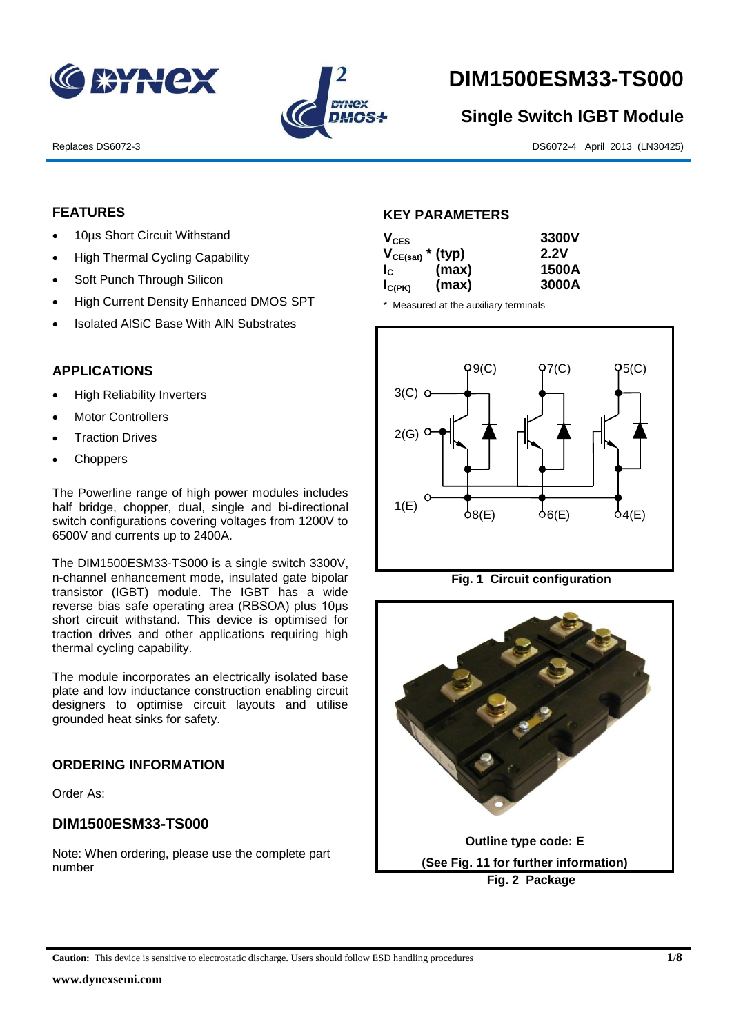# DIM1500ESM33-TS000

## Single Switch IGBT Module

Replaces DS6072-3

DS6072-4 April 2013 (LN30425)

### FEATURES

- 10µs Short Circuit Withstand
- High Thermal Cycling Capability
- Soft Punch Through Silicon
- High Current Density Enhanced DMOS SPT
- Isolated AlSiC Base With AlN Substrates

### APPLICATIONS

- High Reliability Inverters
- Motor Controllers
- Traction Drives
- Choppers

The Powerline range of high power modules includes half bridge, chopper, dual, single and bi-directional switch configurations covering voltages from 1200V to 6500V and currents up to 2400A.

The DIM1500ESM33-TS000 is a single switch 3300V, n-channel enhancement mode, insulated gate bipolar transistor (IGBT) module. The IGBT has a wide reverse bias safe operating area (RBSOA) plus 10µs short circuit withstand. This device is optimised for traction drives and other applications requiring high thermal cycling capability.

The module incorporates an electrically isolated base plate and low inductance construction enabling circuit designers to optimise circuit layouts and utilise grounded heat sinks for safety.

### ORDERING INFORMATION

Order As:

### DIM1500ESM33-TS000

Note: When ordering, please use the complete part number

### KEY PARAMETERS

| | | |
|---|---|---|
| $V_{CES}$ | | 3300V |
| $V_{CE(sat)}$ * | (typ) | 2.2V |
| $I_C$ | (max) | 1500A |
| $I_{C(PK)}$ | (max) | 3000A |

* Measured at the auxiliary terminals

Fig. 1 Circuit configuration

Outline type code: E

(See Fig. 11 for further information)

Fig. 2 Package

**Caution:** This device is sensitive to electrostatic discharge. Users should follow ESD handling procedures

www.dynexsemi.com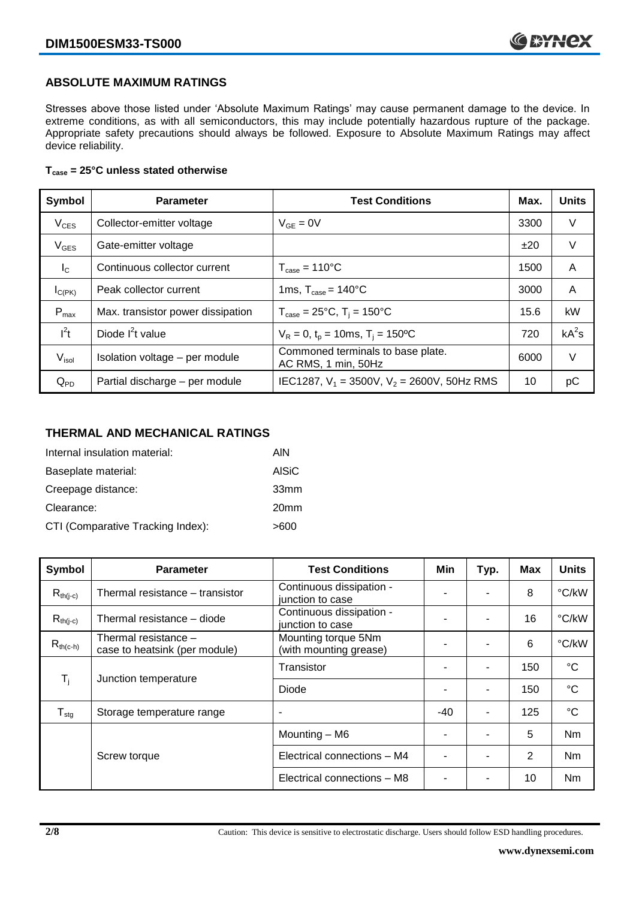## ABSOLUTE MAXIMUM RATINGS

Stresses above those listed under 'Absolute Maximum Ratings' may cause permanent damage to the device. In extreme conditions, as with all semiconductors, this may include potentially hazardous rupture of the package. Appropriate safety precautions should always be followed. Exposure to Absolute Maximum Ratings may affect device reliability.

**$T_{case}$ = 25°C unless stated otherwise**

| Symbol | Parameter | Test Conditions | Max. | Units |
|---|---|---|---|---|
| $V_{CES}$ | Collector-emitter voltage | $V_{GE} = 0V$ | 3300 | V |
| $V_{GES}$ | Gate-emitter voltage | | ±20 | V |
| $I_C$ | Continuous collector current | $T_{case} = 110°C$ | 1500 | A |
| $I_{C(PK)}$ | Peak collector current | 1ms, $T_{case} = 140°C$ | 3000 | A |
| $P_{max}$ | Max. transistor power dissipation | $T_{case} = 25°C$, $T_j = 150°C$ | 15.6 | kW |
| $I^2t$ | Diode $I^2t$ value | $V_R = 0$, $t_p = 10ms$, $T_j = 150ºC$ | 720 | $kA^2s$ |
| $V_{isol}$ | Isolation voltage – per module | Commoned terminals to base plate. AC RMS, 1 min, 50Hz | 6000 | V |
| $Q_{PD}$ | Partial discharge – per module | IEC1287, $V_1 = 3500V$, $V_2 = 2600V$, 50Hz RMS | 10 | pC |

## THERMAL AND MECHANICAL RATINGS

| | |
|---|---|
| Internal insulation material: | AlN |
| Baseplate material: | AlSiC |
| Creepage distance: | 33mm |
| Clearance: | 20mm |
| CTI (Comparative Tracking Index): | >600 |

| Symbol | Parameter | Test Conditions | Min | Typ. | Max | Units |
|---|---|---|---|---|---|---|
| $R_{th(j-c)}$ | Thermal resistance – transistor | Continuous dissipation - junction to case | - | - | 8 | °C/kW |
| $R_{th(j-c)}$ | Thermal resistance – diode | Continuous dissipation - junction to case | - | - | 16 | °C/kW |
| $R_{th(c-h)}$ | Thermal resistance – case to heatsink (per module) | Mounting torque 5Nm (with mounting grease) | - | - | 6 | °C/kW |
| $T_j$ | Junction temperature | Transistor | - | - | 150 | °C |
| | | Diode | - | - | 150 | °C |
| $T_{stg}$ | Storage temperature range | - | -40 | - | 125 | °C |
| | Screw torque | Mounting – M6 | - | - | 5 | Nm |
| | | Electrical connections – M4 | - | - | 2 | Nm |
| | | Electrical connections – M8 | - | - | 10 | Nm |

Caution: This device is sensitive to electrostatic discharge. Users should follow ESD handling procedures.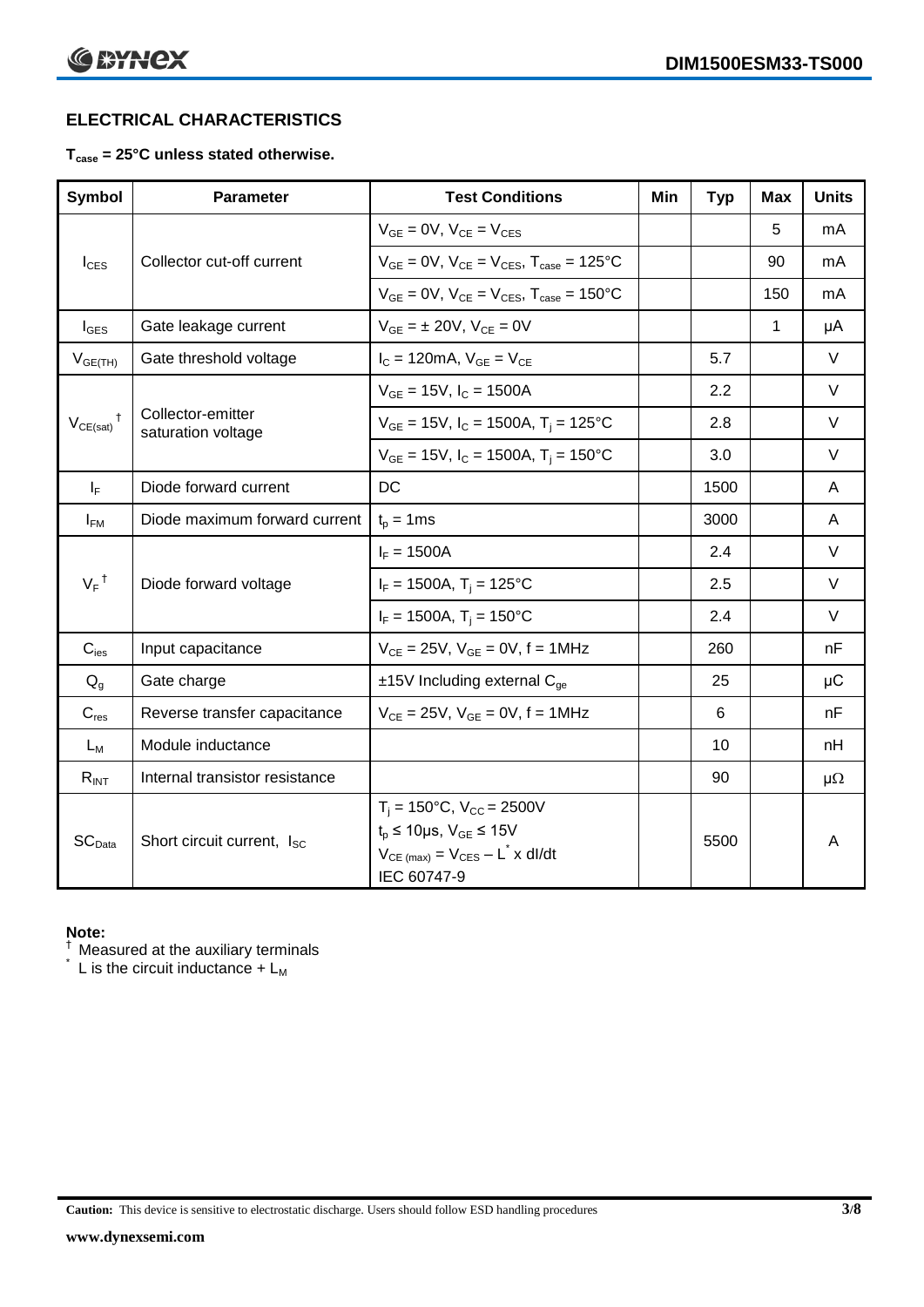## ELECTRICAL CHARACTERISTICS

**$T_{case}$ = 25°C unless stated otherwise.**

| Symbol | Parameter | Test Conditions | Min | Typ | Max | Units |
|---|---|---|---|---|---|---|
| $I_{CES}$ | Collector cut-off current | $V_{GE}$ = 0V, $V_{CE}$ = $V_{CES}$ | | | 5 | mA |
| | | $V_{GE}$ = 0V, $V_{CE}$ = $V_{CES}$, $T_{case}$ = 125°C | | | 90 | mA |
| | | $V_{GE}$ = 0V, $V_{CE}$ = $V_{CES}$, $T_{case}$ = 150°C | | | 150 | mA |
| $I_{GES}$ | Gate leakage current | $V_{GE}$ = ± 20V, $V_{CE}$ = 0V | | | 1 | μA |
| $V_{GE(TH)}$ | Gate threshold voltage | $I_C$ = 120mA, $V_{GE}$ = $V_{CE}$ | | 5.7 | | V |
| $V_{CE(sat)}$ † | Collector-emitter saturation voltage | $V_{GE}$ = 15V, $I_C$ = 1500A | | 2.2 | | V |
| | | $V_{GE}$ = 15V, $I_C$ = 1500A, $T_j$ = 125°C | | 2.8 | | V |
| | | $V_{GE}$ = 15V, $I_C$ = 1500A, $T_j$ = 150°C | | 3.0 | | V |
| $I_F$ | Diode forward current | DC | | 1500 | | A |
| $I_{FM}$ | Diode maximum forward current | $t_p$ = 1ms | | 3000 | | A |
| $V_F$ † | Diode forward voltage | $I_F$ = 1500A | | 2.4 | | V |
| | | $I_F$ = 1500A, $T_j$ = 125°C | | 2.5 | | V |
| | | $I_F$ = 1500A, $T_j$ = 150°C | | 2.4 | | V |
| $C_{ies}$ | Input capacitance | $V_{CE}$ = 25V, $V_{GE}$ = 0V, f = 1MHz | | 260 | | nF |
| $Q_g$ | Gate charge | ±15V Including external $C_{ge}$ | | 25 | | μC |
| $C_{res}$ | Reverse transfer capacitance | $V_{CE}$ = 25V, $V_{GE}$ = 0V, f = 1MHz | | 6 | | nF |
| $L_M$ | Module inductance | | | 10 | | nH |
| $R_{INT}$ | Internal transistor resistance | | | 90 | | μΩ |
| $SC_{Data}$ | Short circuit current, $I_{SC}$ | $T_j$ = 150°C, $V_{CC}$ = 2500V<br>$t_p$ ≤ 10μs, $V_{GE}$ ≤ 15V<br>$V_{CE\,(max)}$ = $V_{CES}$ – $L^*$ x dI/dt<br>IEC 60747-9 | | 5500 | | A |

**Note:**

† Measured at the auxiliary terminals

\* L is the circuit inductance + $L_M$

**Caution:** This device is sensitive to electrostatic discharge. Users should follow ESD handling procedures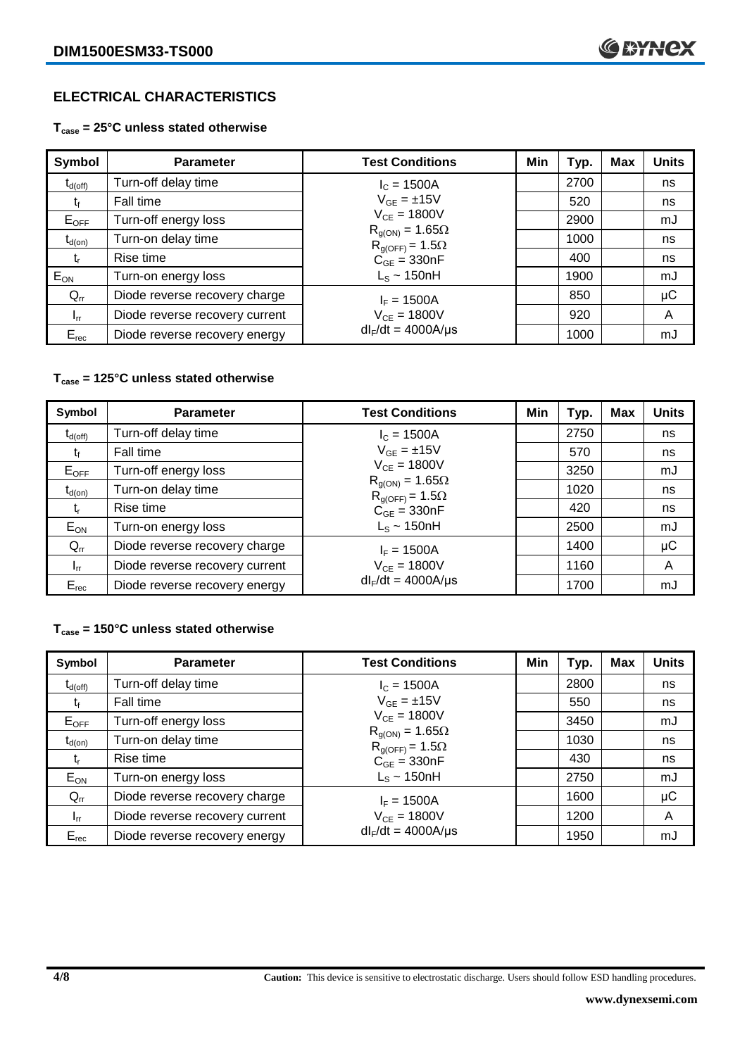## ELECTRICAL CHARACTERISTICS

**$T_{case}$ = 25°C unless stated otherwise**

| Symbol | Parameter | Test Conditions | Min | Typ. | Max | Units |
|---|---|---|---|---|---|---|
| $t_{d(off)}$ | Turn-off delay time | $I_C$ = 1500A | | 2700 | | ns |
| $t_f$ | Fall time | $V_{GE}$ = ±15V | | 520 | | ns |
| $E_{OFF}$ | Turn-off energy loss | $V_{CE}$ = 1800V | | 2900 | | mJ |
| $t_{d(on)}$ | Turn-on delay time | $R_{g(ON)}$ = 1.65Ω<br>$R_{g(OFF)}$ = 1.5Ω | | 1000 | | ns |
| $t_r$ | Rise time | $C_{GE}$ = 330nF | | 400 | | ns |
| $E_{ON}$ | Turn-on energy loss | $L_S$ ~ 150nH | | 1900 | | mJ |
| $Q_{rr}$ | Diode reverse recovery charge | $I_F$ = 1500A | | 850 | | μC |
| $I_{rr}$ | Diode reverse recovery current | $V_{CE}$ = 1800V | | 920 | | A |
| $E_{rec}$ | Diode reverse recovery energy | $dI_F/dt$ = 4000A/μs | | 1000 | | mJ |

**$T_{case}$ = 125°C unless stated otherwise**

| Symbol | Parameter | Test Conditions | Min | Typ. | Max | Units |
|---|---|---|---|---|---|---|
| $t_{d(off)}$ | Turn-off delay time | $I_C$ = 1500A | | 2750 | | ns |
| $t_f$ | Fall time | $V_{GE}$ = ±15V | | 570 | | ns |
| $E_{OFF}$ | Turn-off energy loss | $V_{CE}$ = 1800V | | 3250 | | mJ |
| $t_{d(on)}$ | Turn-on delay time | $R_{g(ON)}$ = 1.65Ω<br>$R_{g(OFF)}$ = 1.5Ω | | 1020 | | ns |
| $t_r$ | Rise time | $C_{GE}$ = 330nF | | 420 | | ns |
| $E_{ON}$ | Turn-on energy loss | $L_S$ ~ 150nH | | 2500 | | mJ |
| $Q_{rr}$ | Diode reverse recovery charge | $I_F$ = 1500A | | 1400 | | μC |
| $I_{rr}$ | Diode reverse recovery current | $V_{CE}$ = 1800V | | 1160 | | A |
| $E_{rec}$ | Diode reverse recovery energy | $dI_F/dt$ = 4000A/μs | | 1700 | | mJ |

**$T_{case}$ = 150°C unless stated otherwise**

| Symbol | Parameter | Test Conditions | Min | Typ. | Max | Units |
|---|---|---|---|---|---|---|
| $t_{d(off)}$ | Turn-off delay time | $I_C$ = 1500A | | 2800 | | ns |
| $t_f$ | Fall time | $V_{GE}$ = ±15V | | 550 | | ns |
| $E_{OFF}$ | Turn-off energy loss | $V_{CE}$ = 1800V | | 3450 | | mJ |
| $t_{d(on)}$ | Turn-on delay time | $R_{g(ON)}$ = 1.65Ω<br>$R_{g(OFF)}$ = 1.5Ω | | 1030 | | ns |
| $t_r$ | Rise time | $C_{GE}$ = 330nF | | 430 | | ns |
| $E_{ON}$ | Turn-on energy loss | $L_S$ ~ 150nH | | 2750 | | mJ |
| $Q_{rr}$ | Diode reverse recovery charge | $I_F$ = 1500A | | 1600 | | μC |
| $I_{rr}$ | Diode reverse recovery current | $V_{CE}$ = 1800V | | 1200 | | A |
| $E_{rec}$ | Diode reverse recovery energy | $dI_F/dt$ = 4000A/μs | | 1950 | | mJ |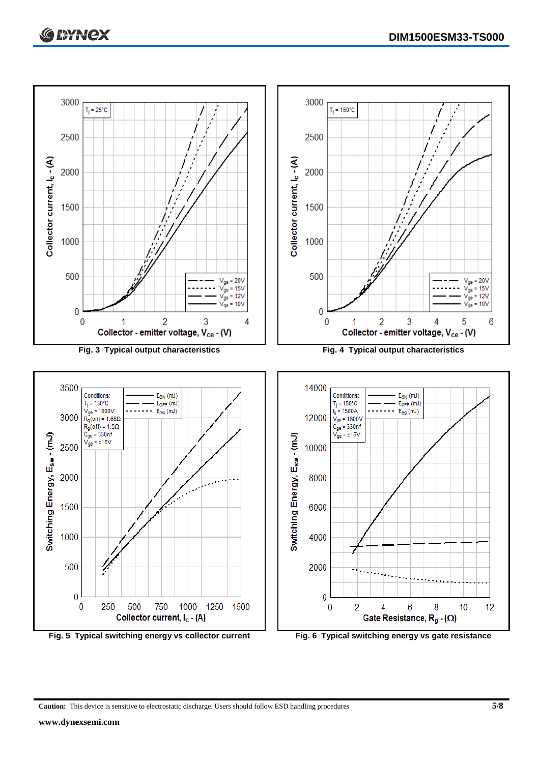Fig. 3 Typical output characteristics

Fig. 4 Typical output characteristics

Fig. 5 Typical switching energy vs collector current

Fig. 6 Typical switching energy vs gate resistance

**Caution:** This device is sensitive to electrostatic discharge. Users should follow ESD handling procedures

**www.dynexsemi.com**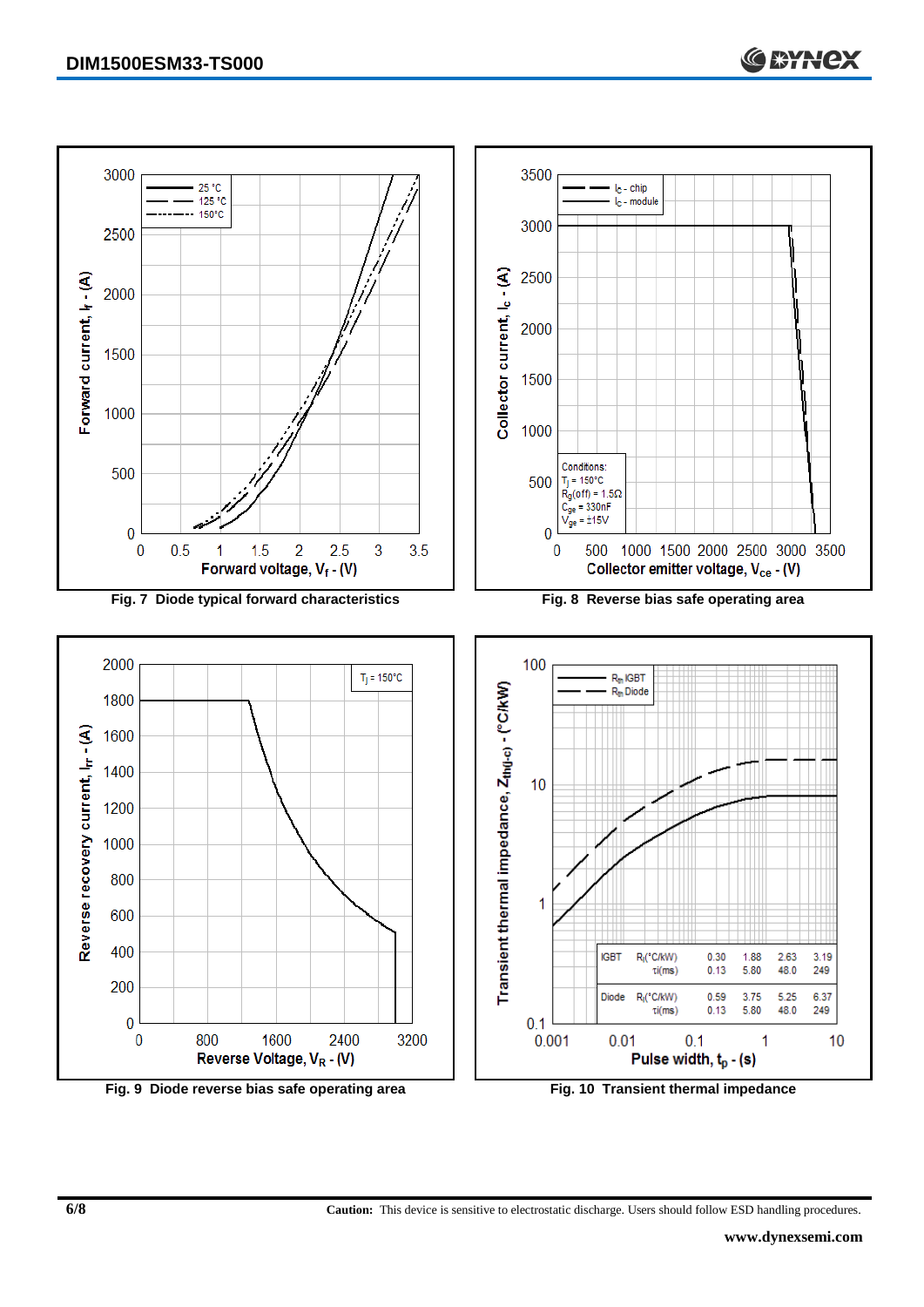Fig. 7 Diode typical forward characteristics

Fig. 8 Reverse bias safe operating area

Fig. 9 Diode reverse bias safe operating area

Fig. 10 Transient thermal impedance

| | | | | | |
|---|---|---|---|---|---|
| IGBT | $R_i$(°C/kW) | 0.30 | 1.88 | 2.63 | 3.19 |
| | $\tau_i$(ms) | 0.13 | 5.80 | 48.0 | 249 |
| Diode | $R_i$(°C/kW) | 0.59 | 3.75 | 5.25 | 6.37 |
| | $\tau_i$(ms) | 0.13 | 5.80 | 48.0 | 249 |

**Caution:** This device is sensitive to electrostatic discharge. Users should follow ESD handling procedures.

**www.dynexsemi.com**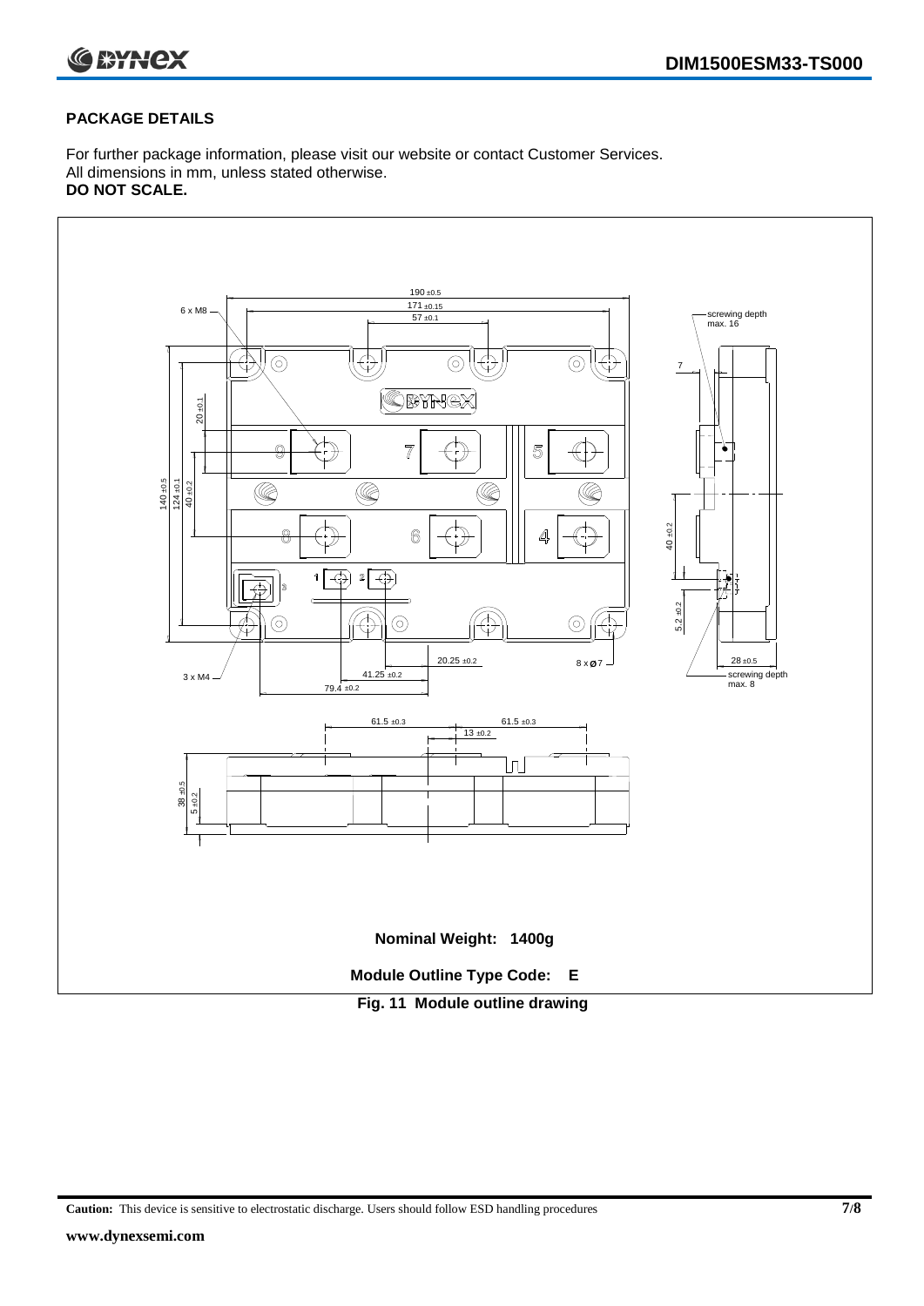## PACKAGE DETAILS

For further package information, please visit our website or contact Customer Services.
All dimensions in mm, unless stated otherwise.
**DO NOT SCALE.**

**Nominal Weight: 1400g**

**Module Outline Type Code: E**

**Fig. 11 Module outline drawing**

**Caution:** This device is sensitive to electrostatic discharge. Users should follow ESD handling procedures

**www.dynexsemi.com**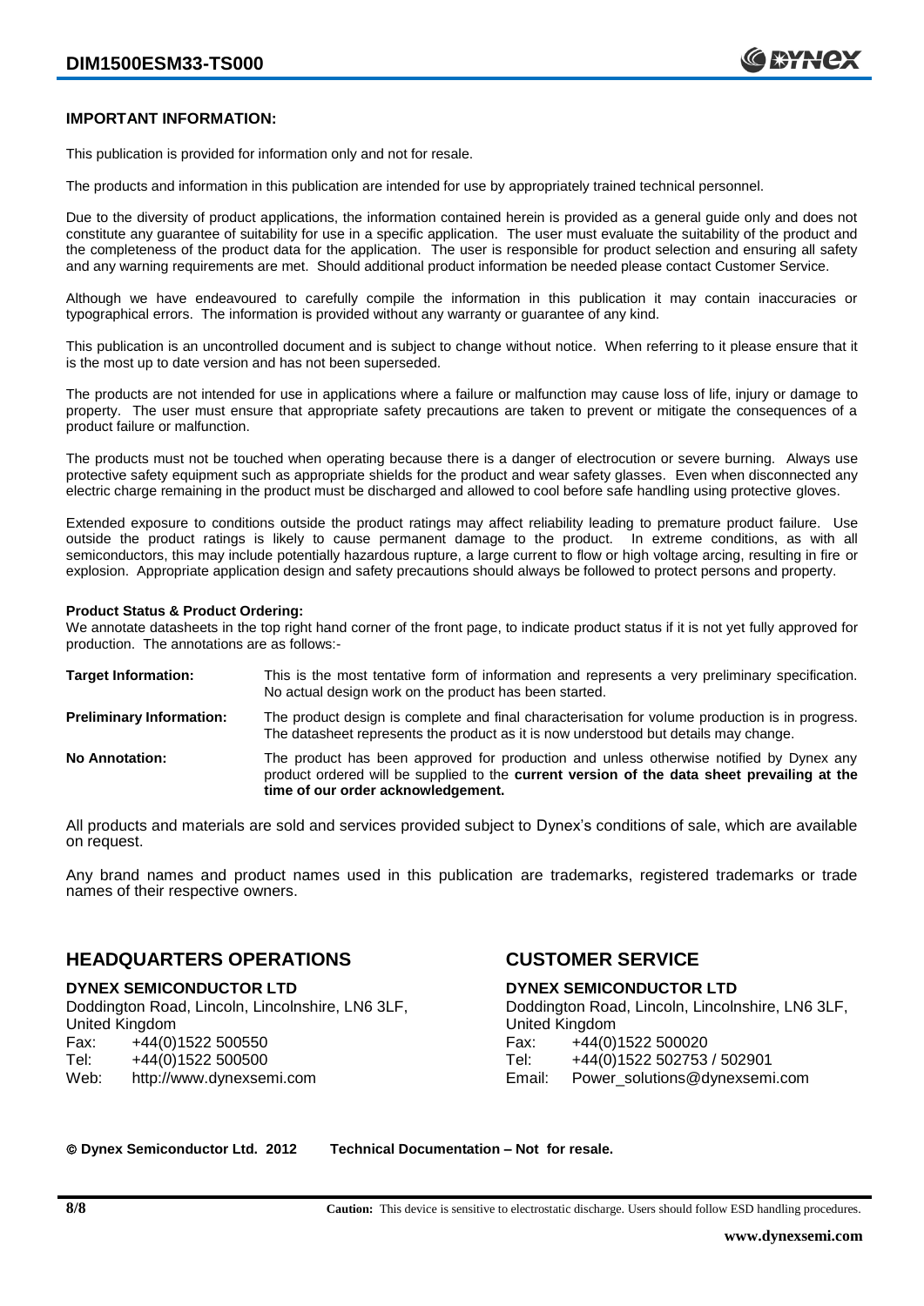**IMPORTANT INFORMATION:**

This publication is provided for information only and not for resale.

The products and information in this publication are intended for use by appropriately trained technical personnel.

Due to the diversity of product applications, the information contained herein is provided as a general guide only and does not constitute any guarantee of suitability for use in a specific application. The user must evaluate the suitability of the product and the completeness of the product data for the application. The user is responsible for product selection and ensuring all safety and any warning requirements are met. Should additional product information be needed please contact Customer Service.

Although we have endeavoured to carefully compile the information in this publication it may contain inaccuracies or typographical errors. The information is provided without any warranty or guarantee of any kind.

This publication is an uncontrolled document and is subject to change without notice. When referring to it please ensure that it is the most up to date version and has not been superseded.

The products are not intended for use in applications where a failure or malfunction may cause loss of life, injury or damage to property. The user must ensure that appropriate safety precautions are taken to prevent or mitigate the consequences of a product failure or malfunction.

The products must not be touched when operating because there is a danger of electrocution or severe burning. Always use protective safety equipment such as appropriate shields for the product and wear safety glasses. Even when disconnected any electric charge remaining in the product must be discharged and allowed to cool before safe handling using protective gloves.

Extended exposure to conditions outside the product ratings may affect reliability leading to premature product failure. Use outside the product ratings is likely to cause permanent damage to the product. In extreme conditions, as with all semiconductors, this may include potentially hazardous rupture, a large current to flow or high voltage arcing, resulting in fire or explosion. Appropriate application design and safety precautions should always be followed to protect persons and property.

**Product Status & Product Ordering:**

We annotate datasheets in the top right hand corner of the front page, to indicate product status if it is not yet fully approved for production. The annotations are as follows:-

**Target Information:** This is the most tentative form of information and represents a very preliminary specification. No actual design work on the product has been started.

**Preliminary Information:** The product design is complete and final characterisation for volume production is in progress. The datasheet represents the product as it is now understood but details may change.

**No Annotation:** The product has been approved for production and unless otherwise notified by Dynex any product ordered will be supplied to the **current version of the data sheet prevailing at the time of our order acknowledgement.**

All products and materials are sold and services provided subject to Dynex's conditions of sale, which are available on request.

Any brand names and product names used in this publication are trademarks, registered trademarks or trade names of their respective owners.

## HEADQUARTERS OPERATIONS

**DYNEX SEMICONDUCTOR LTD**

Doddington Road, Lincoln, Lincolnshire, LN6 3LF,
United Kingdom
Fax: +44(0)1522 500550
Tel: +44(0)1522 500500
Web: http://www.dynexsemi.com

## CUSTOMER SERVICE

**DYNEX SEMICONDUCTOR LTD**

Doddington Road, Lincoln, Lincolnshire, LN6 3LF,
United Kingdom
Fax: +44(0)1522 500020
Tel: +44(0)1522 502753 / 502901
Email: Power_solutions@dynexsemi.com

**© Dynex Semiconductor Ltd. 2012 Technical Documentation – Not for resale.**

**Caution:** This device is sensitive to electrostatic discharge. Users should follow ESD handling procedures.